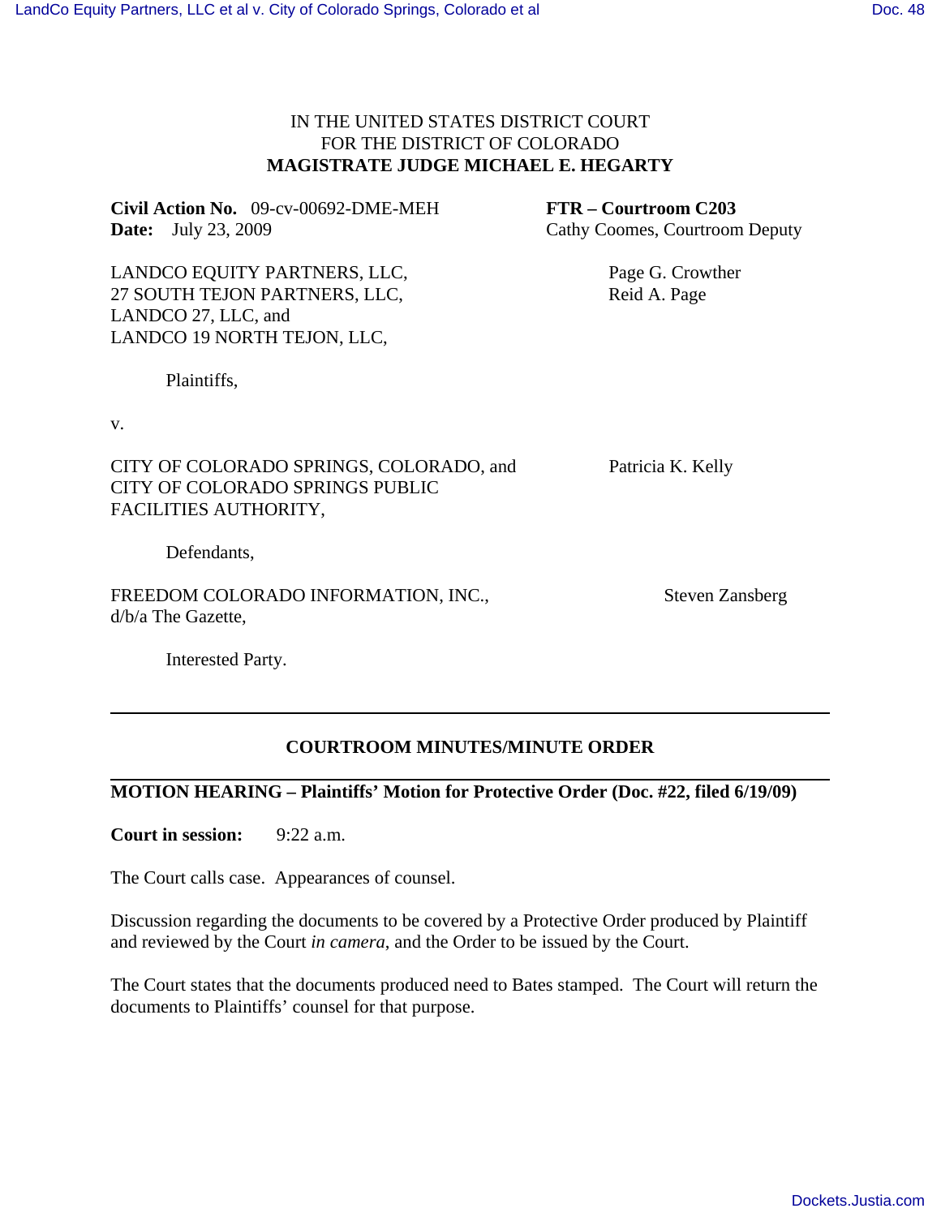IN THE UNITED STATES DISTRICT COURT
FOR THE DISTRICT OF COLORADO
**MAGISTRATE JUDGE MICHAEL E. HEGARTY**

**Civil Action No.** 09-cv-00692-DME-MEH
**Date:** July 23, 2009

**FTR – Courtroom C203**
Cathy Coomes, Courtroom Deputy

LANDCO EQUITY PARTNERS, LLC,
27 SOUTH TEJON PARTNERS, LLC,
LANDCO 27, LLC, and
LANDCO 19 NORTH TEJON, LLC,

Page G. Crowther
Reid A. Page

Plaintiffs,

v.

CITY OF COLORADO SPRINGS, COLORADO, and
CITY OF COLORADO SPRINGS PUBLIC
FACILITIES AUTHORITY,

Patricia K. Kelly

Defendants,

FREEDOM COLORADO INFORMATION, INC.,
d/b/a The Gazette,

Steven Zansberg

Interested Party.

---

**COURTROOM MINUTES/MINUTE ORDER**

---

**MOTION HEARING – Plaintiffs' Motion for Protective Order (Doc. #22, filed 6/19/09)**

**Court in session:** 9:22 a.m.

The Court calls case. Appearances of counsel.

Discussion regarding the documents to be covered by a Protective Order produced by Plaintiff and reviewed by the Court *in camera*, and the Order to be issued by the Court.

The Court states that the documents produced need to Bates stamped. The Court will return the documents to Plaintiffs' counsel for that purpose.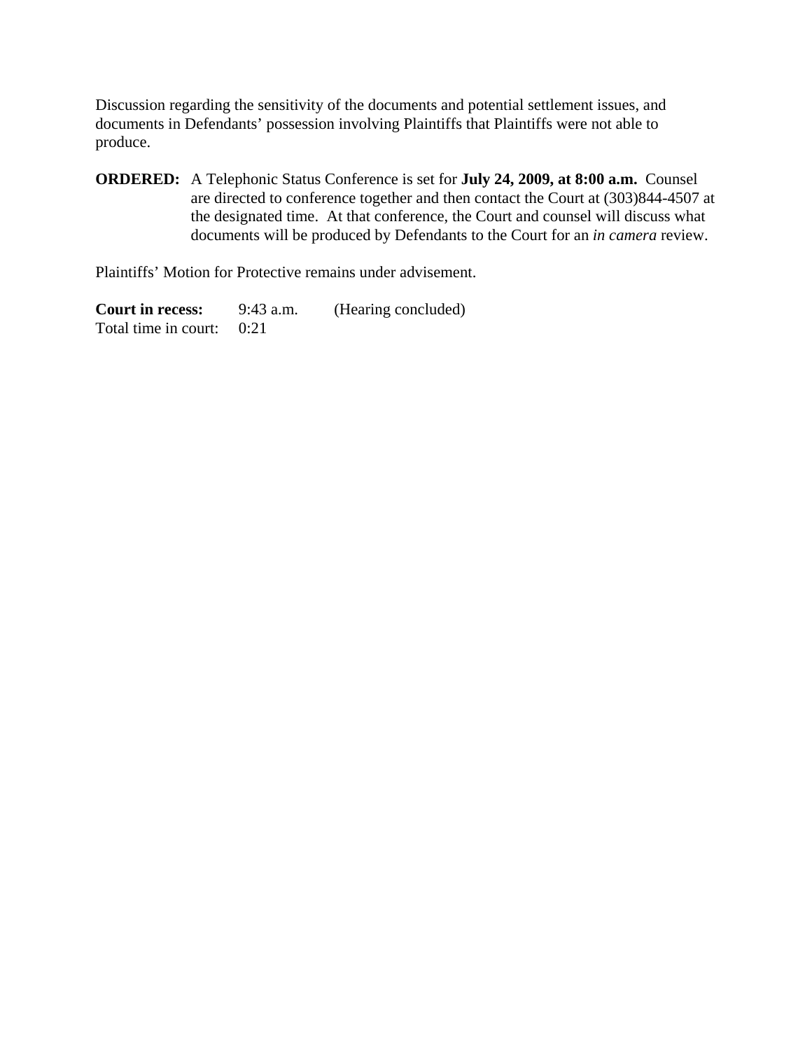Discussion regarding the sensitivity of the documents and potential settlement issues, and documents in Defendants' possession involving Plaintiffs that Plaintiffs were not able to produce.

**ORDERED:** A Telephonic Status Conference is set for **July 24, 2009, at 8:00 a.m.** Counsel are directed to conference together and then contact the Court at (303)844-4507 at the designated time. At that conference, the Court and counsel will discuss what documents will be produced by Defendants to the Court for an *in camera* review.

Plaintiffs' Motion for Protective remains under advisement.

**Court in recess:** 9:43 a.m. (Hearing concluded)
Total time in court: 0:21